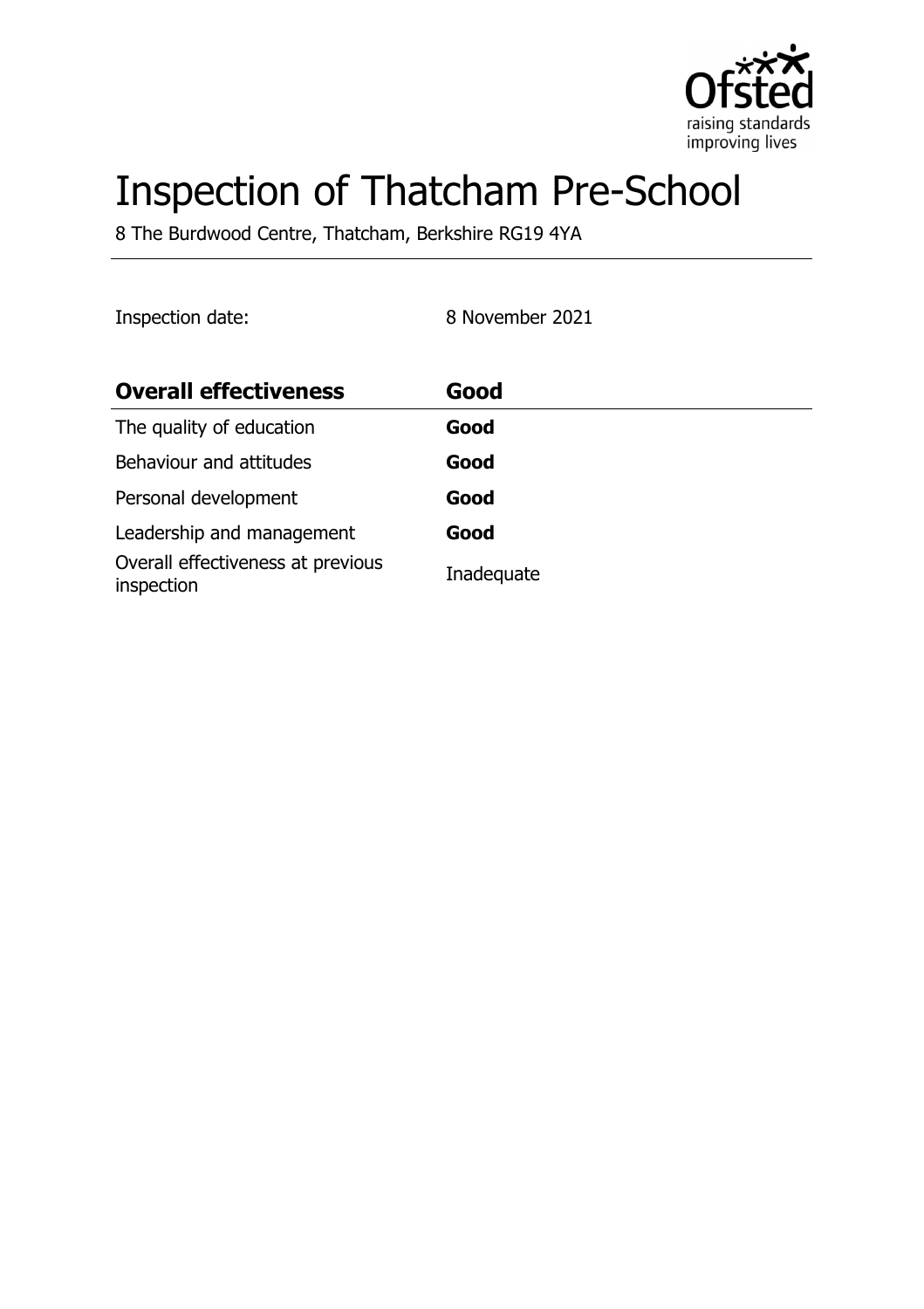# Inspection of Thatcham Pre-School

8 The Burdwood Centre, Thatcham, Berkshire RG19 4YA

Inspection date: 8 November 2021

| **Overall effectiveness** | **Good** |
| --- | --- |
| The quality of education | **Good** |
| Behaviour and attitudes | **Good** |
| Personal development | **Good** |
| Leadership and management | **Good** |
| Overall effectiveness at previous inspection | Inadequate |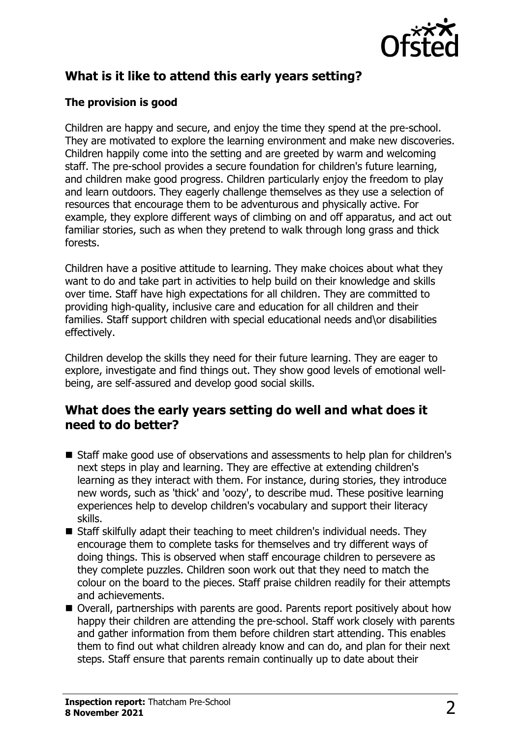## What is it like to attend this early years setting?

### The provision is good

Children are happy and secure, and enjoy the time they spend at the pre-school. They are motivated to explore the learning environment and make new discoveries. Children happily come into the setting and are greeted by warm and welcoming staff. The pre-school provides a secure foundation for children's future learning, and children make good progress. Children particularly enjoy the freedom to play and learn outdoors. They eagerly challenge themselves as they use a selection of resources that encourage them to be adventurous and physically active. For example, they explore different ways of climbing on and off apparatus, and act out familiar stories, such as when they pretend to walk through long grass and thick forests.

Children have a positive attitude to learning. They make choices about what they want to do and take part in activities to help build on their knowledge and skills over time. Staff have high expectations for all children. They are committed to providing high-quality, inclusive care and education for all children and their families. Staff support children with special educational needs and\or disabilities effectively.

Children develop the skills they need for their future learning. They are eager to explore, investigate and find things out. They show good levels of emotional well-being, are self-assured and develop good social skills.

## What does the early years setting do well and what does it need to do better?

- Staff make good use of observations and assessments to help plan for children's next steps in play and learning. They are effective at extending children's learning as they interact with them. For instance, during stories, they introduce new words, such as 'thick' and 'oozy', to describe mud. These positive learning experiences help to develop children's vocabulary and support their literacy skills.
- Staff skilfully adapt their teaching to meet children's individual needs. They encourage them to complete tasks for themselves and try different ways of doing things. This is observed when staff encourage children to persevere as they complete puzzles. Children soon work out that they need to match the colour on the board to the pieces. Staff praise children readily for their attempts and achievements.
- Overall, partnerships with parents are good. Parents report positively about how happy their children are attending the pre-school. Staff work closely with parents and gather information from them before children start attending. This enables them to find out what children already know and can do, and plan for their next steps. Staff ensure that parents remain continually up to date about their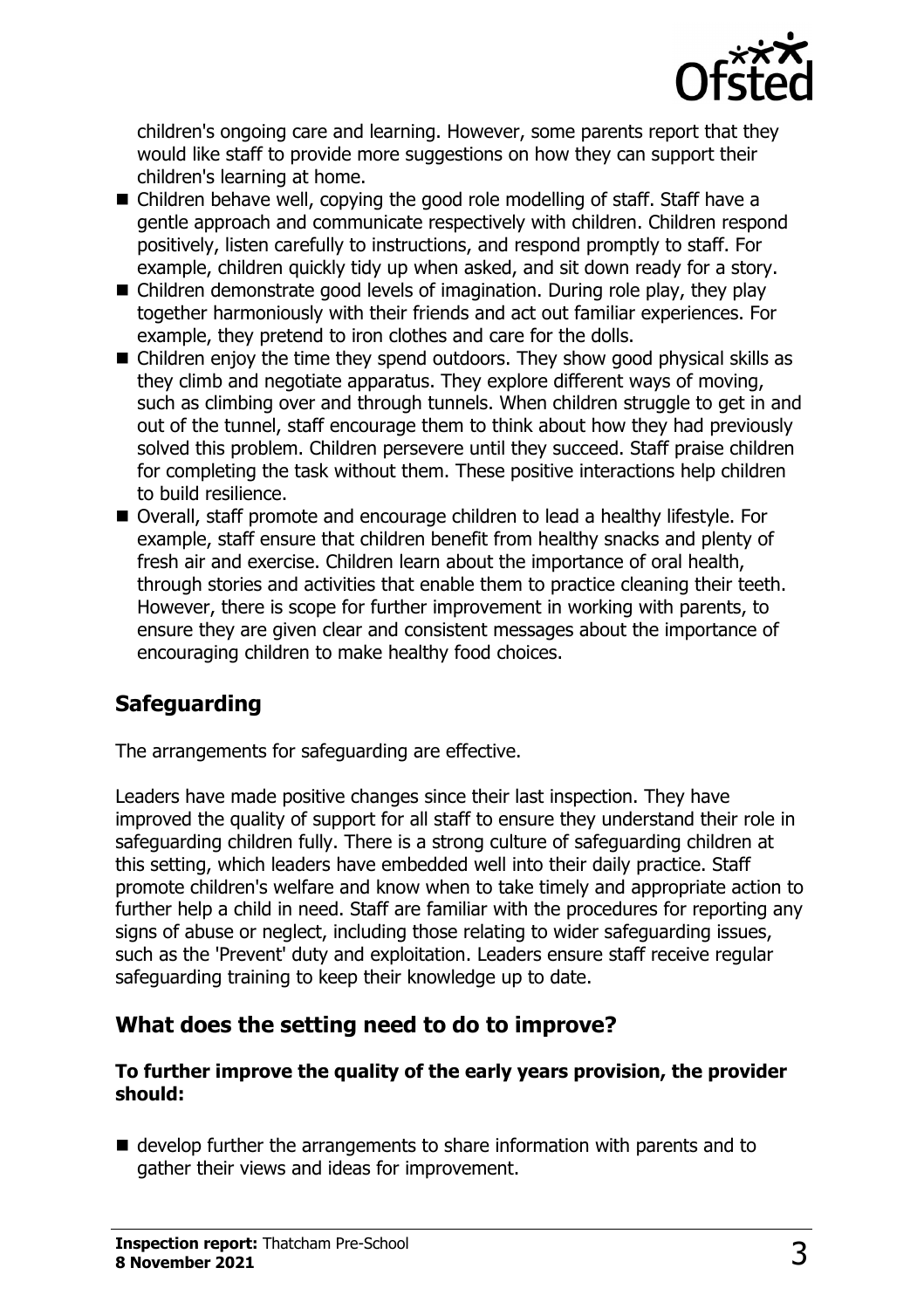children's ongoing care and learning. However, some parents report that they would like staff to provide more suggestions on how they can support their children's learning at home.

- Children behave well, copying the good role modelling of staff. Staff have a gentle approach and communicate respectively with children. Children respond positively, listen carefully to instructions, and respond promptly to staff. For example, children quickly tidy up when asked, and sit down ready for a story.
- Children demonstrate good levels of imagination. During role play, they play together harmoniously with their friends and act out familiar experiences. For example, they pretend to iron clothes and care for the dolls.
- Children enjoy the time they spend outdoors. They show good physical skills as they climb and negotiate apparatus. They explore different ways of moving, such as climbing over and through tunnels. When children struggle to get in and out of the tunnel, staff encourage them to think about how they had previously solved this problem. Children persevere until they succeed. Staff praise children for completing the task without them. These positive interactions help children to build resilience.
- Overall, staff promote and encourage children to lead a healthy lifestyle. For example, staff ensure that children benefit from healthy snacks and plenty of fresh air and exercise. Children learn about the importance of oral health, through stories and activities that enable them to practice cleaning their teeth. However, there is scope for further improvement in working with parents, to ensure they are given clear and consistent messages about the importance of encouraging children to make healthy food choices.

## Safeguarding

The arrangements for safeguarding are effective.

Leaders have made positive changes since their last inspection. They have improved the quality of support for all staff to ensure they understand their role in safeguarding children fully. There is a strong culture of safeguarding children at this setting, which leaders have embedded well into their daily practice. Staff promote children's welfare and know when to take timely and appropriate action to further help a child in need. Staff are familiar with the procedures for reporting any signs of abuse or neglect, including those relating to wider safeguarding issues, such as the 'Prevent' duty and exploitation. Leaders ensure staff receive regular safeguarding training to keep their knowledge up to date.

## What does the setting need to do to improve?

**To further improve the quality of the early years provision, the provider should:**

- develop further the arrangements to share information with parents and to gather their views and ideas for improvement.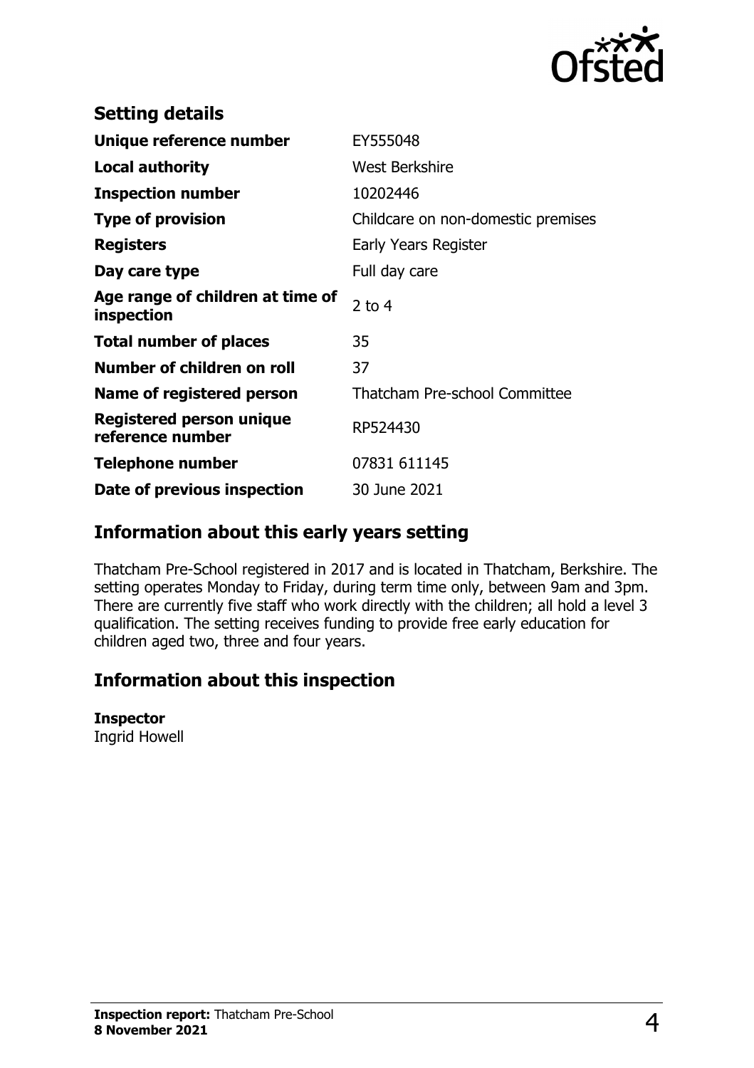## Setting details

| | |
|---|---|
| **Unique reference number** | EY555048 |
| **Local authority** | West Berkshire |
| **Inspection number** | 10202446 |
| **Type of provision** | Childcare on non-domestic premises |
| **Registers** | Early Years Register |
| **Day care type** | Full day care |
| **Age range of children at time of inspection** | 2 to 4 |
| **Total number of places** | 35 |
| **Number of children on roll** | 37 |
| **Name of registered person** | Thatcham Pre-school Committee |
| **Registered person unique reference number** | RP524430 |
| **Telephone number** | 07831 611145 |
| **Date of previous inspection** | 30 June 2021 |

## Information about this early years setting

Thatcham Pre-School registered in 2017 and is located in Thatcham, Berkshire. The setting operates Monday to Friday, during term time only, between 9am and 3pm. There are currently five staff who work directly with the children; all hold a level 3 qualification. The setting receives funding to provide free early education for children aged two, three and four years.

## Information about this inspection

**Inspector**
Ingrid Howell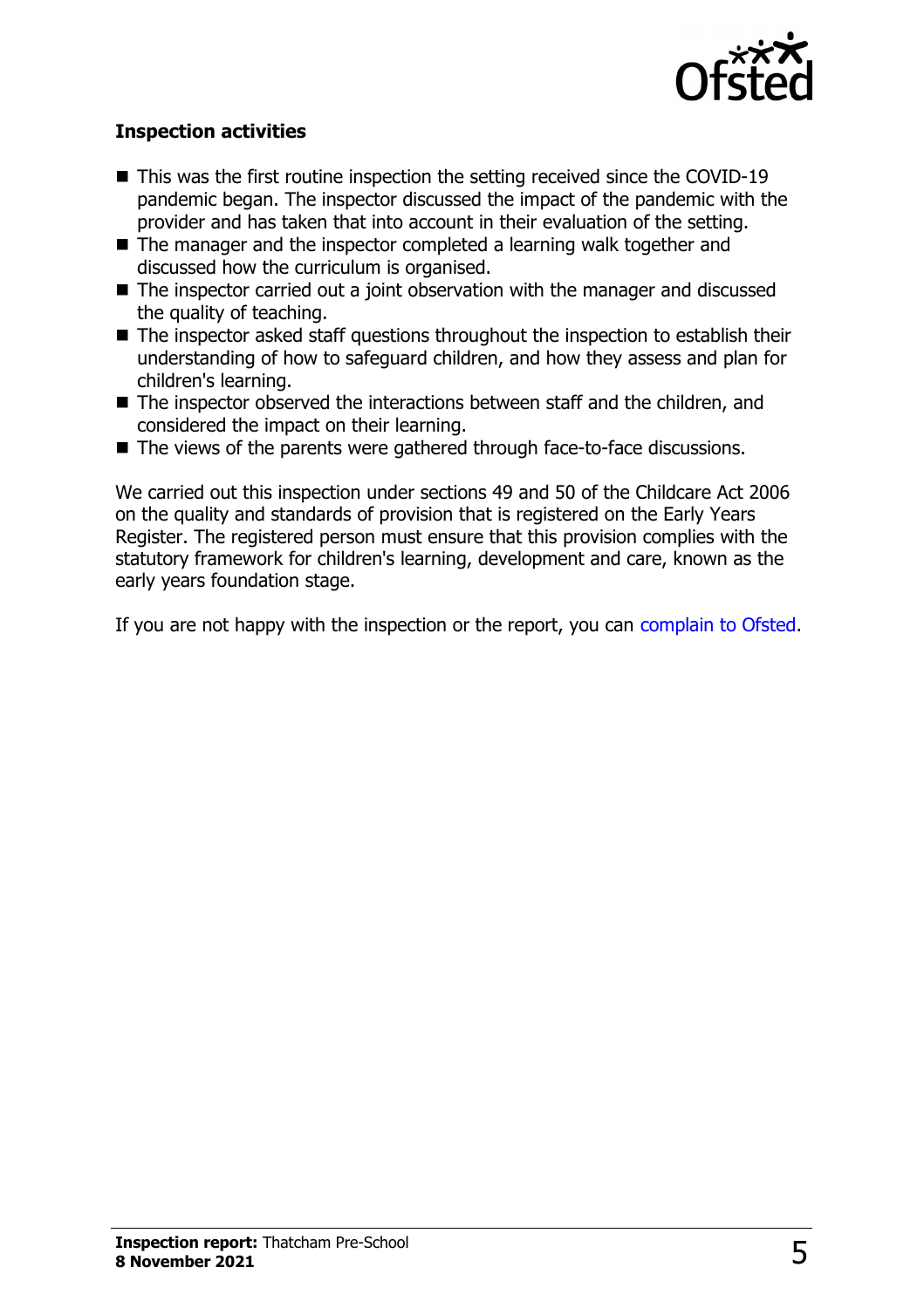### Inspection activities

- This was the first routine inspection the setting received since the COVID-19 pandemic began. The inspector discussed the impact of the pandemic with the provider and has taken that into account in their evaluation of the setting.
- The manager and the inspector completed a learning walk together and discussed how the curriculum is organised.
- The inspector carried out a joint observation with the manager and discussed the quality of teaching.
- The inspector asked staff questions throughout the inspection to establish their understanding of how to safeguard children, and how they assess and plan for children's learning.
- The inspector observed the interactions between staff and the children, and considered the impact on their learning.
- The views of the parents were gathered through face-to-face discussions.

We carried out this inspection under sections 49 and 50 of the Childcare Act 2006 on the quality and standards of provision that is registered on the Early Years Register. The registered person must ensure that this provision complies with the statutory framework for children's learning, development and care, known as the early years foundation stage.

If you are not happy with the inspection or the report, you can complain to Ofsted.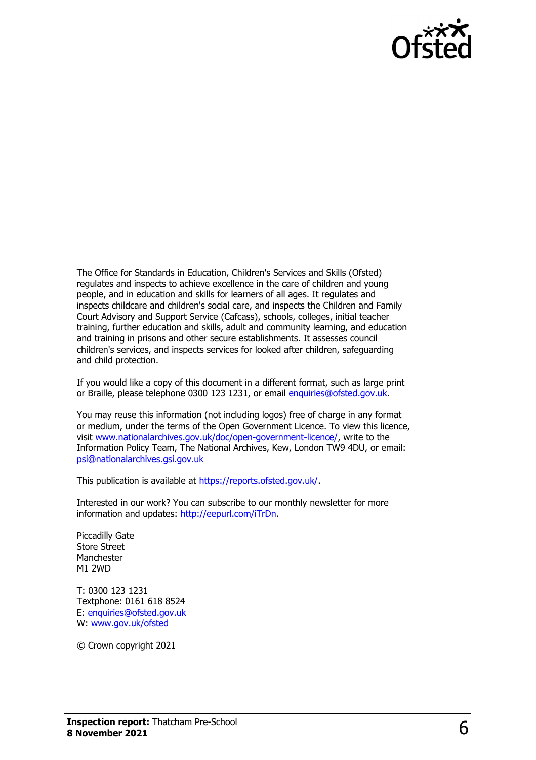The Office for Standards in Education, Children's Services and Skills (Ofsted) regulates and inspects to achieve excellence in the care of children and young people, and in education and skills for learners of all ages. It regulates and inspects childcare and children's social care, and inspects the Children and Family Court Advisory and Support Service (Cafcass), schools, colleges, initial teacher training, further education and skills, adult and community learning, and education and training in prisons and other secure establishments. It assesses council children's services, and inspects services for looked after children, safeguarding and child protection.

If you would like a copy of this document in a different format, such as large print or Braille, please telephone 0300 123 1231, or email enquiries@ofsted.gov.uk.

You may reuse this information (not including logos) free of charge in any format or medium, under the terms of the Open Government Licence. To view this licence, visit www.nationalarchives.gov.uk/doc/open-government-licence/, write to the Information Policy Team, The National Archives, Kew, London TW9 4DU, or email: psi@nationalarchives.gsi.gov.uk

This publication is available at https://reports.ofsted.gov.uk/.

Interested in our work? You can subscribe to our monthly newsletter for more information and updates: http://eepurl.com/iTrDn.

Piccadilly Gate
Store Street
Manchester
M1 2WD

T: 0300 123 1231
Textphone: 0161 618 8524
E: enquiries@ofsted.gov.uk
W: www.gov.uk/ofsted

© Crown copyright 2021